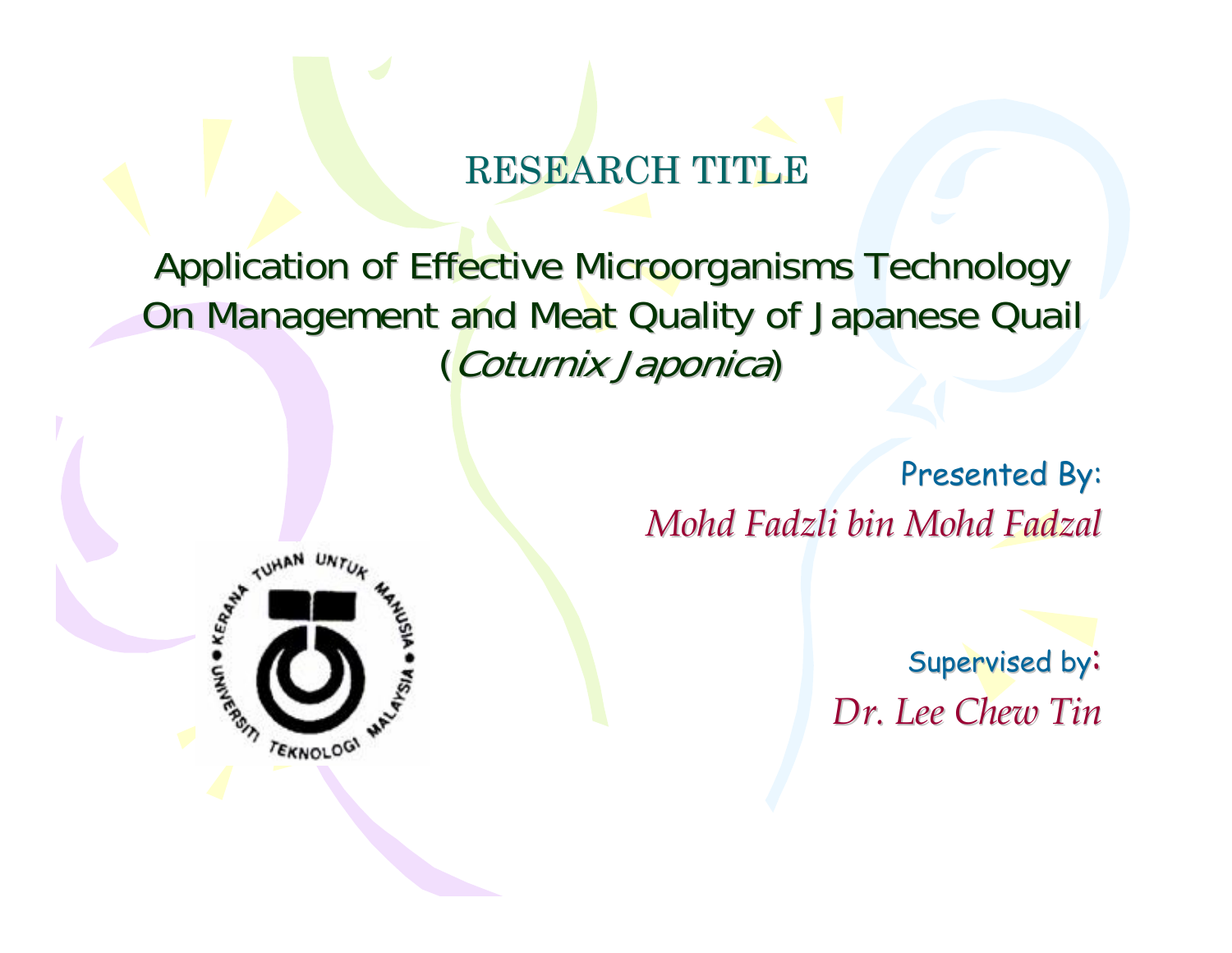# RESEARCH TITLE

## Application of Effective Microorganisms Technology On Management and Meat Quality of Japanese Quail (*Coturnix Japonica*)

Presented By:

*Mohd Fadzli bin Mohd Fadzal*

Supervised by:

*Dr. Lee Chew Tin*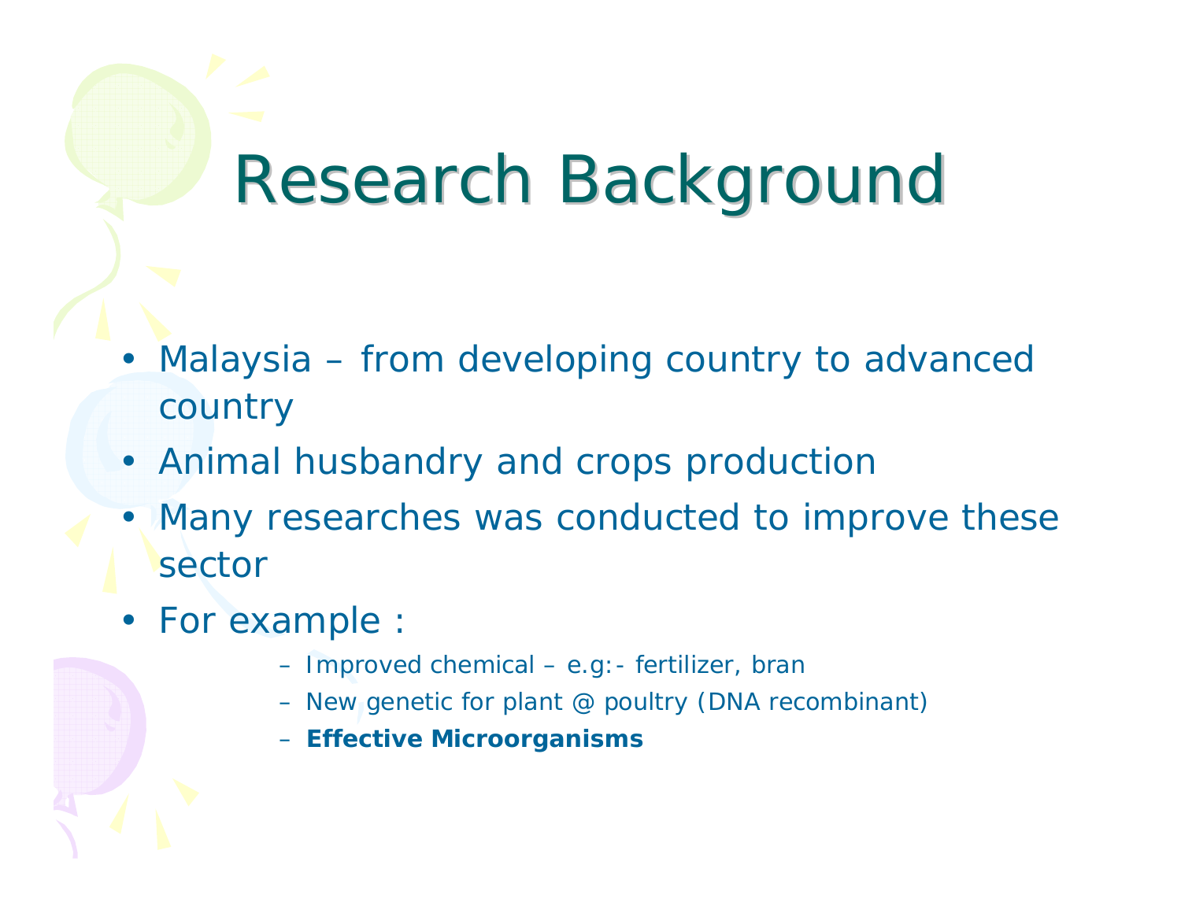# Research Background

- Malaysia – from developing country to advanced country
- Animal husbandry and crops production
- Many researches was conducted to improve these sector
- For example :
  - Improved chemical – e.g:- fertilizer, bran
  - New genetic for plant @ poultry (DNA recombinant)
  - **Effective Microorganisms**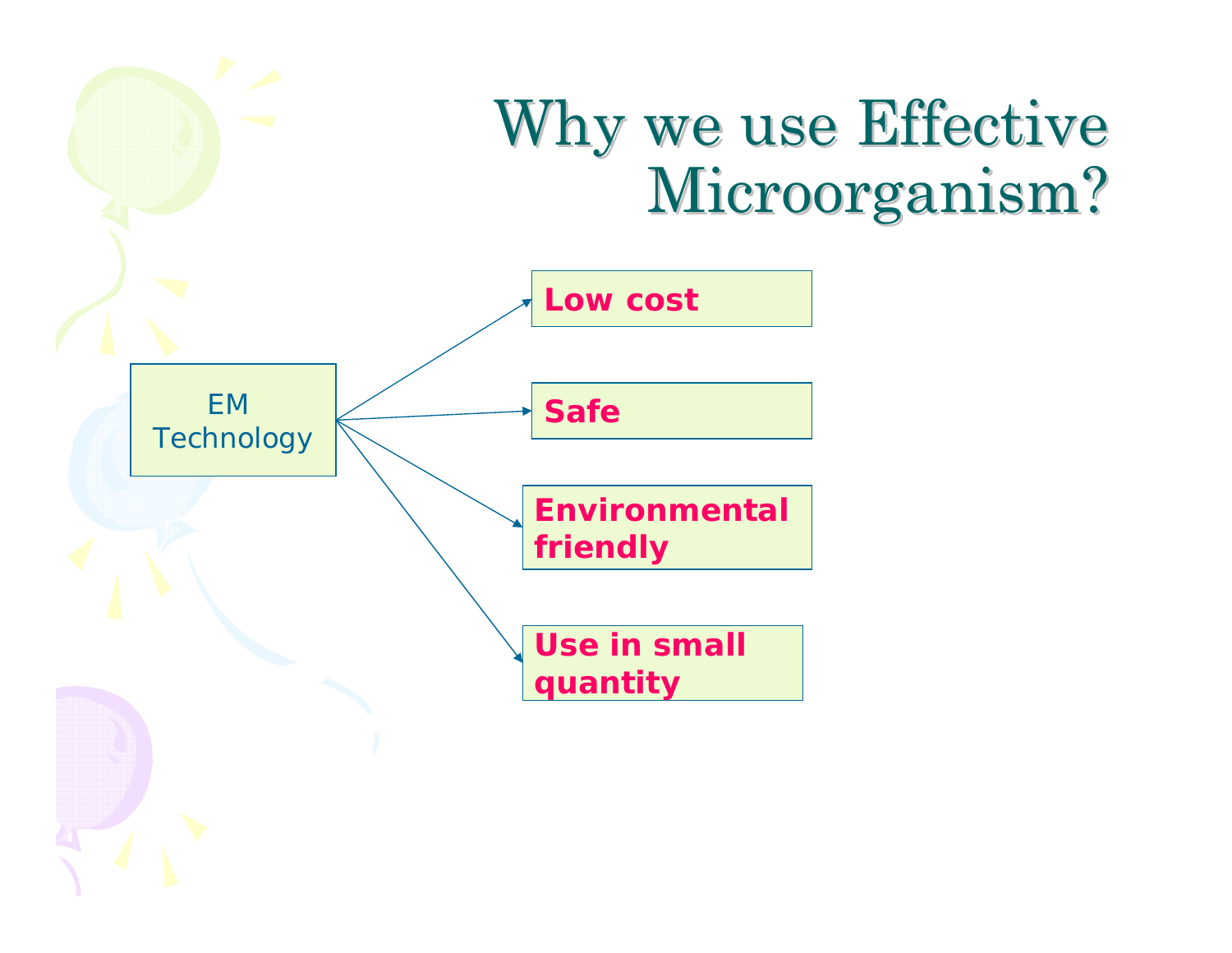# Why we use Effective Microorganism?

EM Technology

- **Low cost**
- **Safe**
- **Environmental friendly**
- **Use in small quantity**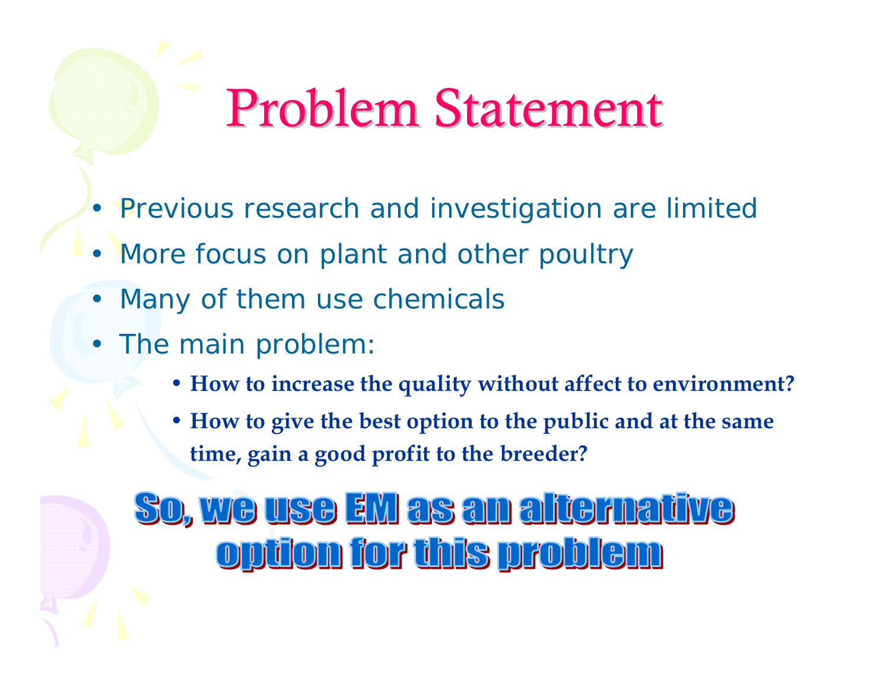# Problem Statement

- Previous research and investigation are limited
- More focus on plant and other poultry
- Many of them use chemicals
- The main problem:
  - **How to increase the quality without affect to environment?**
  - **How to give the best option to the public and at the same time, gain a good profit to the breeder?**

**So, we use EM as an alternative option for this problem**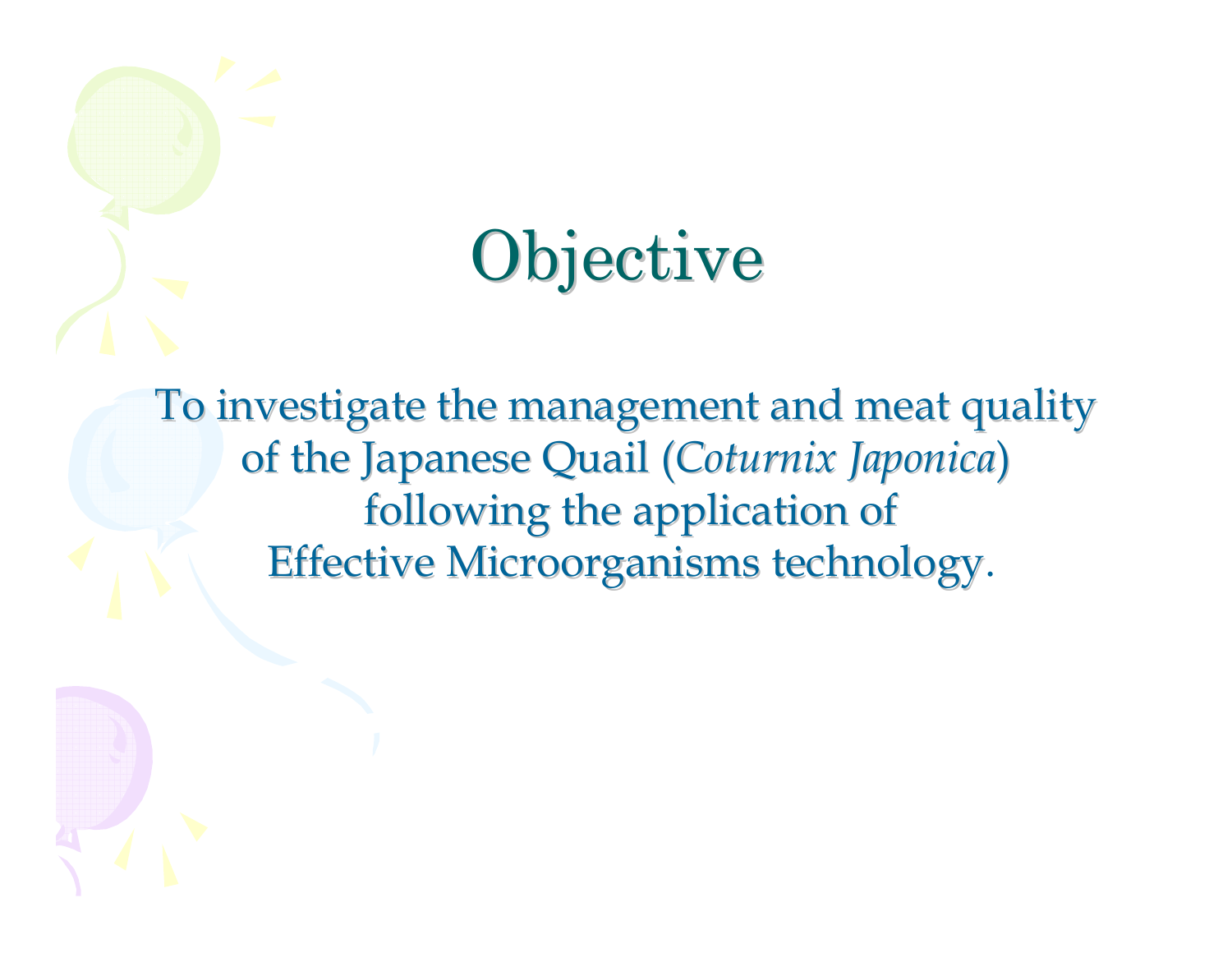# Objective

To investigate the management and meat quality of the Japanese Quail (*Coturnix Japonica*) following the application of Effective Microorganisms technology.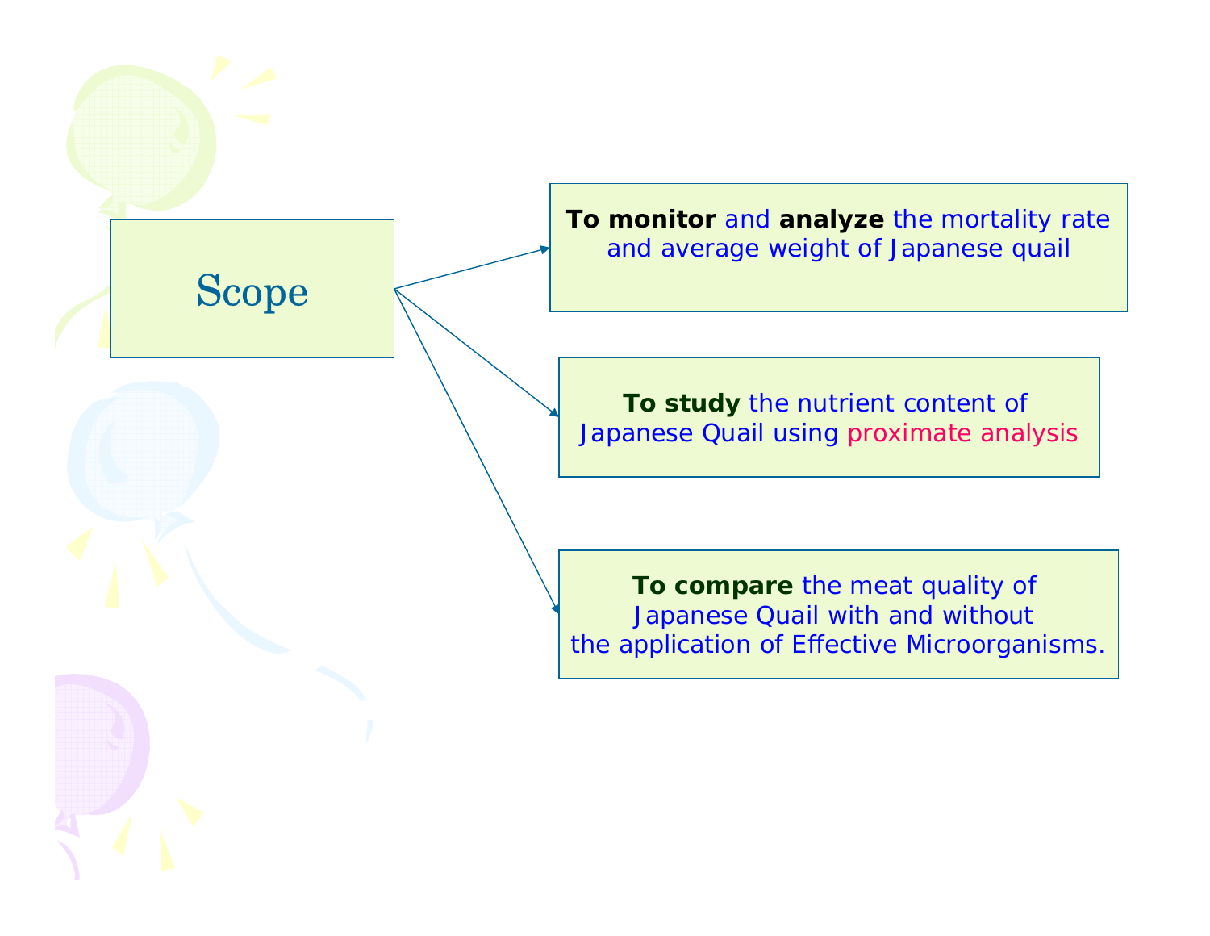# Scope

- **To monitor** and **analyze** the mortality rate and average weight of Japanese quail
- **To study** the nutrient content of Japanese Quail using proximate analysis
- **To compare** the meat quality of Japanese Quail with and without the application of Effective Microorganisms.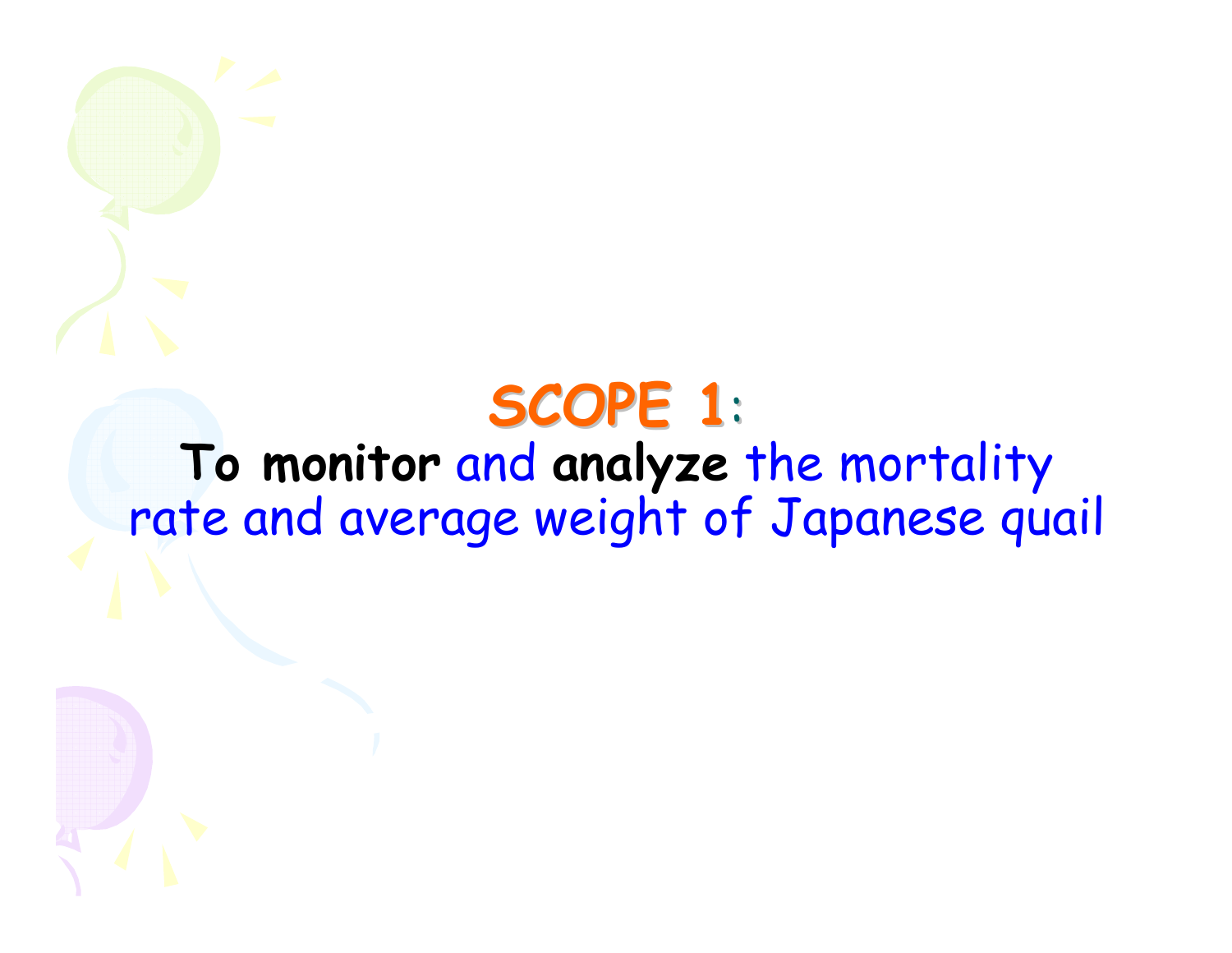# SCOPE 1:

**To monitor** and **analyze** the mortality rate and average weight of Japanese quail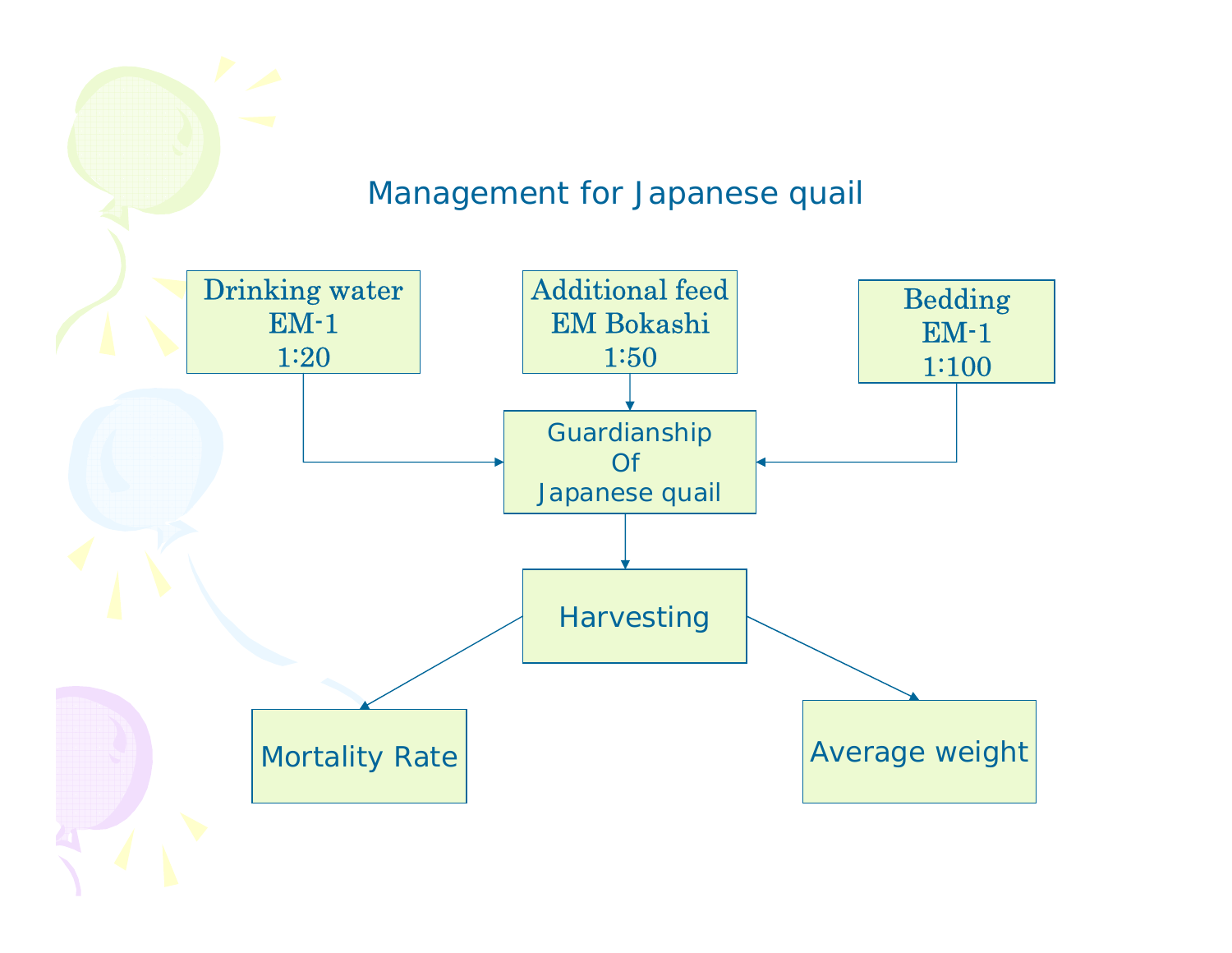# Management for Japanese quail

Drinking water
EM-1
1:20

Additional feed
EM Bokashi
1:50

Bedding
EM-1
1:100

Guardianship
Of
Japanese quail

Harvesting

Mortality Rate

Average weight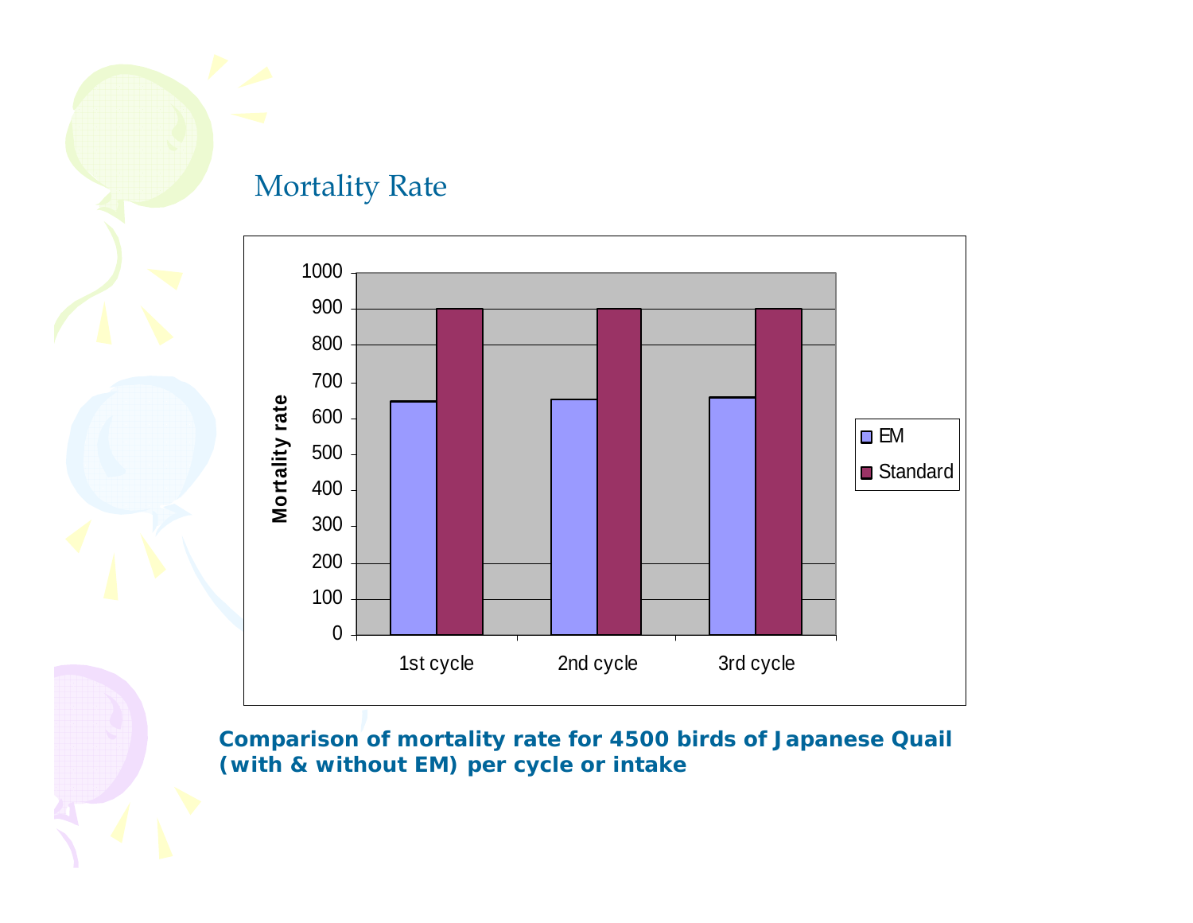## Mortality Rate

| | EM | Standard |
|---|---|---|
| 1st cycle | 645 | 900 |
| 2nd cycle | 650 | 900 |
| 3rd cycle | 655 | 900 |

**Comparison of mortality rate for 4500 birds of Japanese Quail (with & without EM) per cycle or intake**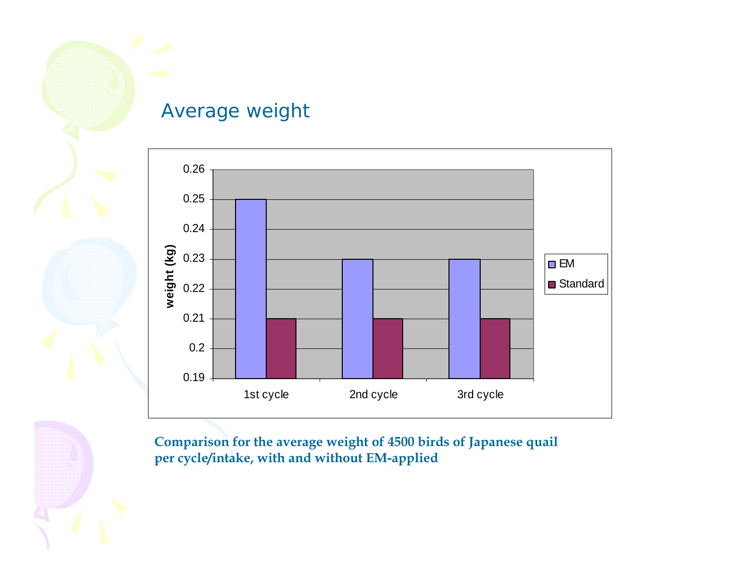# Average weight

| | 1st cycle | 2nd cycle | 3rd cycle |
|---|---|---|---|
| EM | 0.25 | 0.23 | 0.23 |
| Standard | 0.21 | 0.21 | 0.21 |

weight (kg)

**Comparison for the average weight of 4500 birds of Japanese quail per cycle/intake, with and without EM-applied**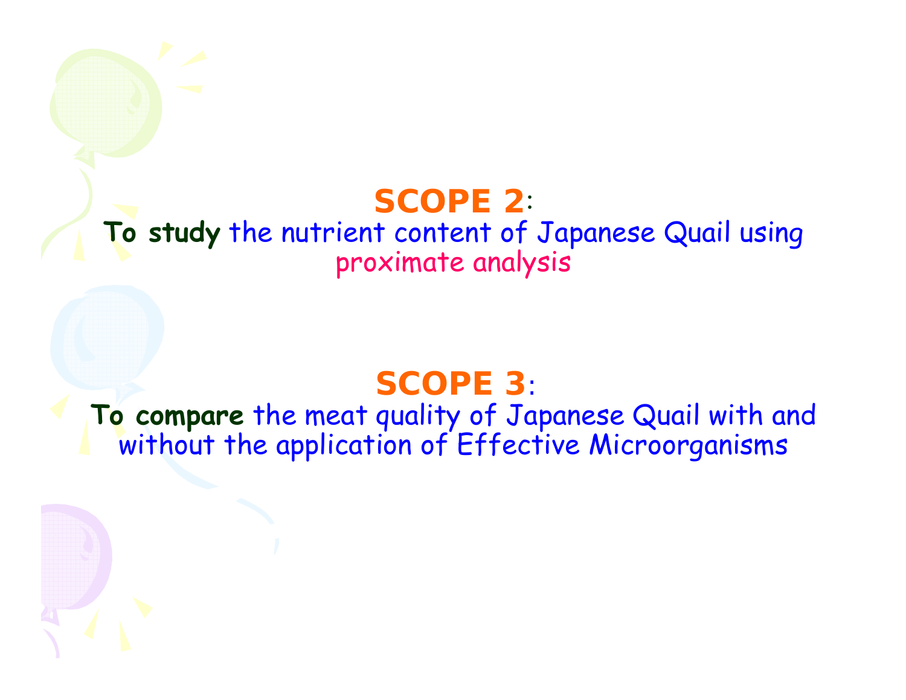## SCOPE 2:

**To study** the nutrient content of Japanese Quail using proximate analysis

## SCOPE 3:

**To compare** the meat quality of Japanese Quail with and without the application of Effective Microorganisms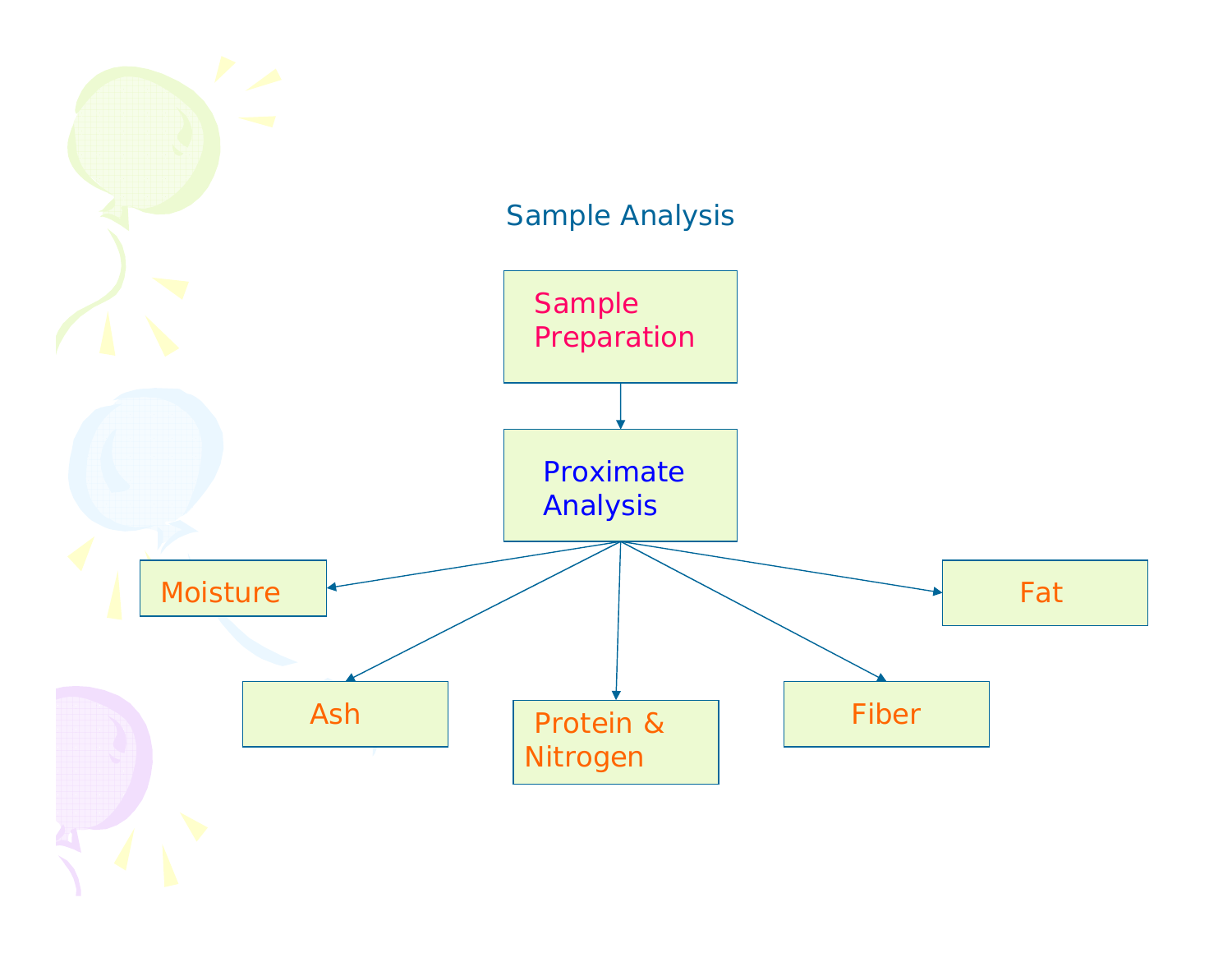# Sample Analysis

- Sample Preparation
  - Proximate Analysis
    - Moisture
    - Ash
    - Protein & Nitrogen
    - Fiber
    - Fat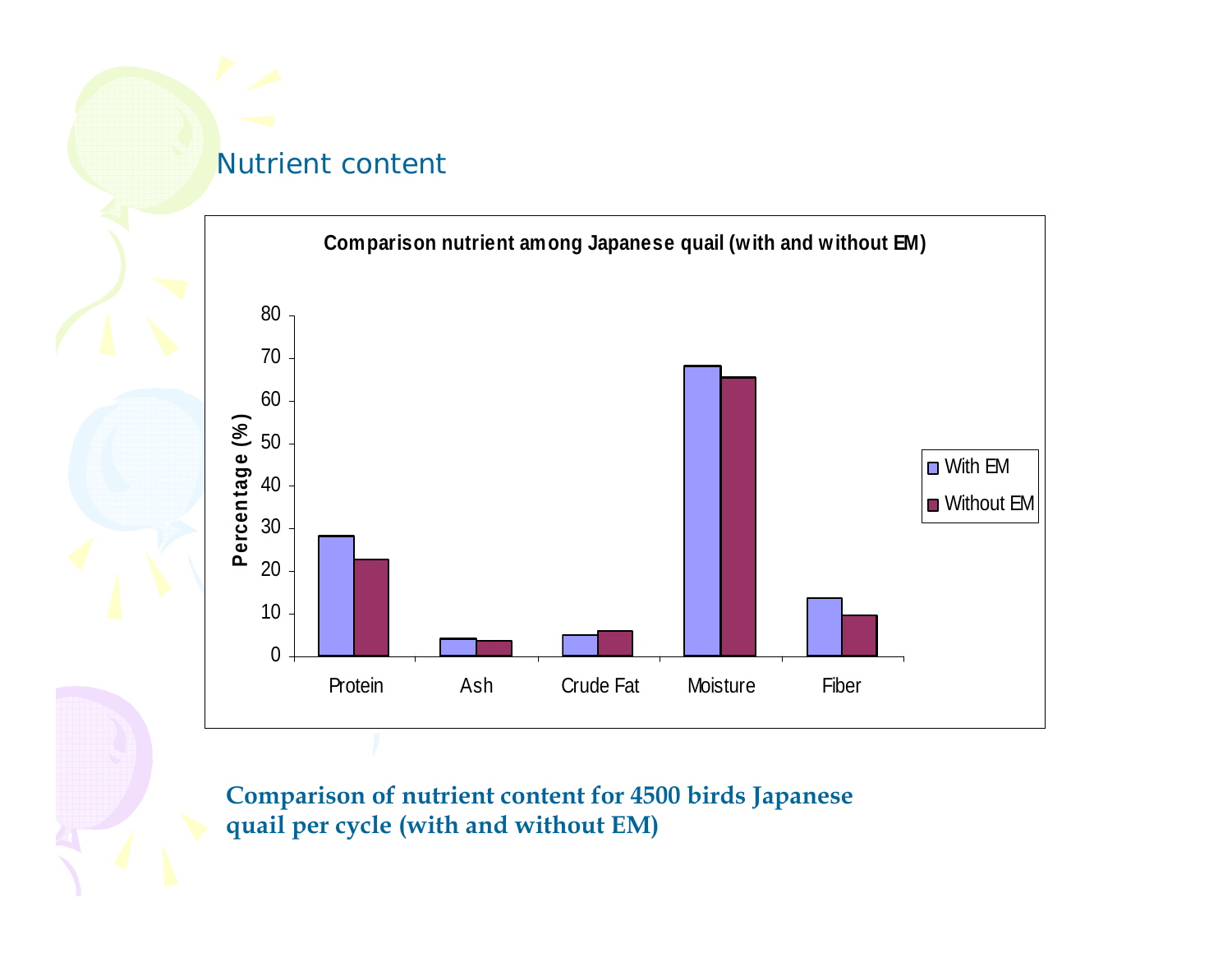## Nutrient content

**Comparison nutrient among Japanese quail (with and without EM)**

| | With EM | Without EM |
|---|---|---|
| Protein | 28 | 22.5 |
| Ash | 4 | 3.5 |
| Crude Fat | 5 | 6 |
| Moisture | 68 | 65.5 |
| Fiber | 13.5 | 9.5 |

*Percentage (%); values are approximate readings from the chart.*

**Comparison of nutrient content for 4500 birds Japanese quail per cycle (with and without EM)**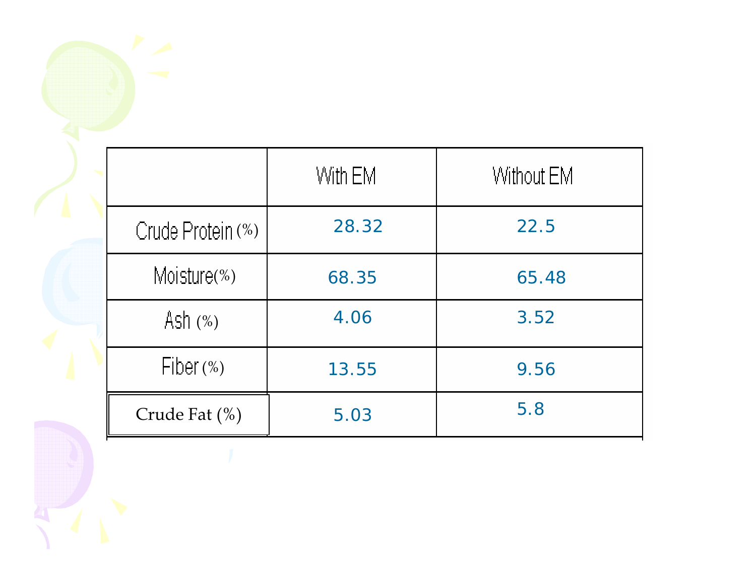| | With EM | Without EM |
| --- | --- | --- |
| Crude Protein (%) | 28.32 | 22.5 |
| Moisture(%) | 68.35 | 65.48 |
| Ash (%) | 4.06 | 3.52 |
| Fiber (%) | 13.55 | 9.56 |
| Crude Fat (%) | 5.03 | 5.8 |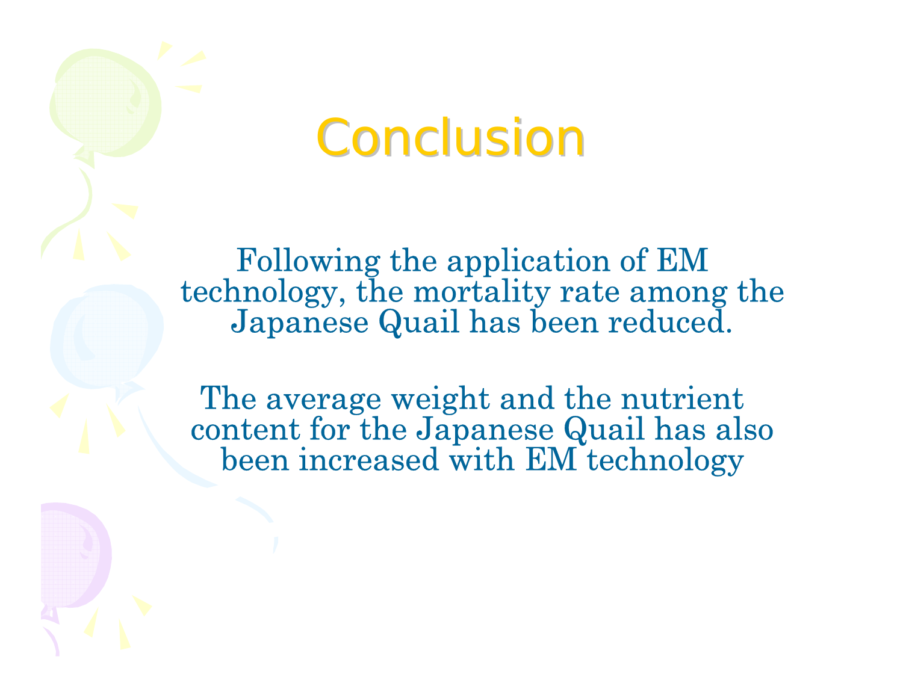# Conclusion

Following the application of EM technology, the mortality rate among the Japanese Quail has been reduced.

The average weight and the nutrient content for the Japanese Quail has also been increased with EM technology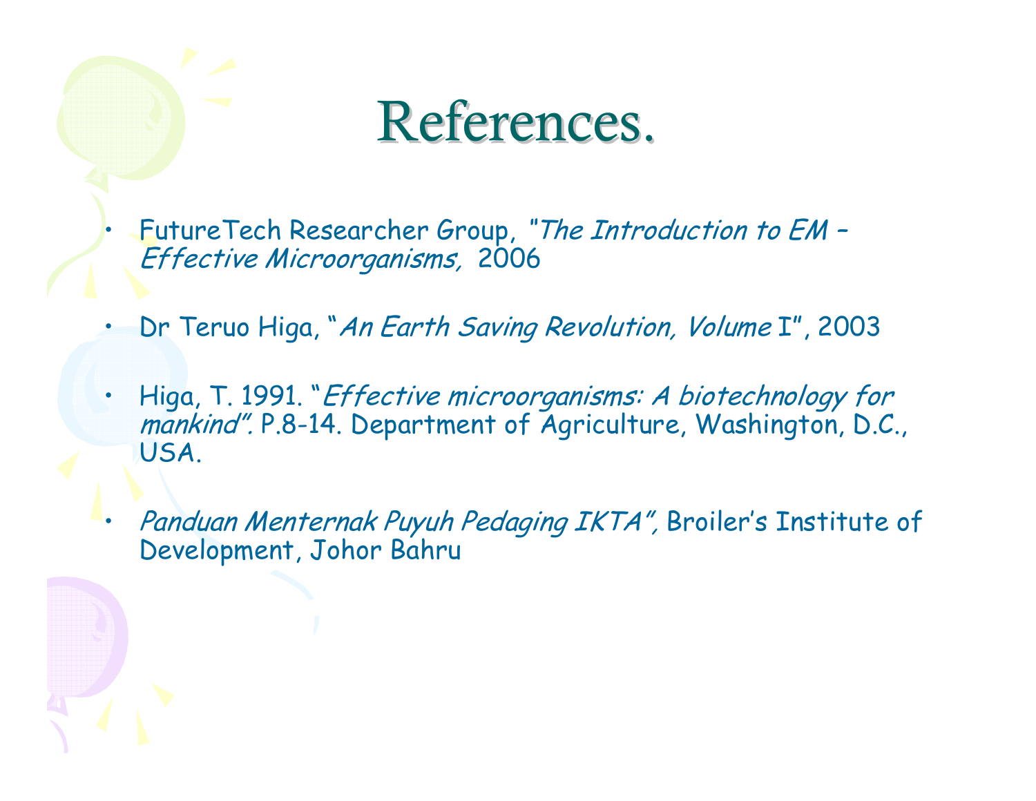# References.

- FutureTech Researcher Group, *"The Introduction to EM – Effective Microorganisms,* 2006
- Dr Teruo Higa, "*An Earth Saving Revolution, Volume* I", 2003
- Higa, T. 1991. "*Effective microorganisms: A biotechnology for mankind".* P.8-14. Department of Agriculture, Washington, D.C., USA.
- *Panduan Menternak Puyuh Pedaging IKTA",* Broiler's Institute of Development, Johor Bahru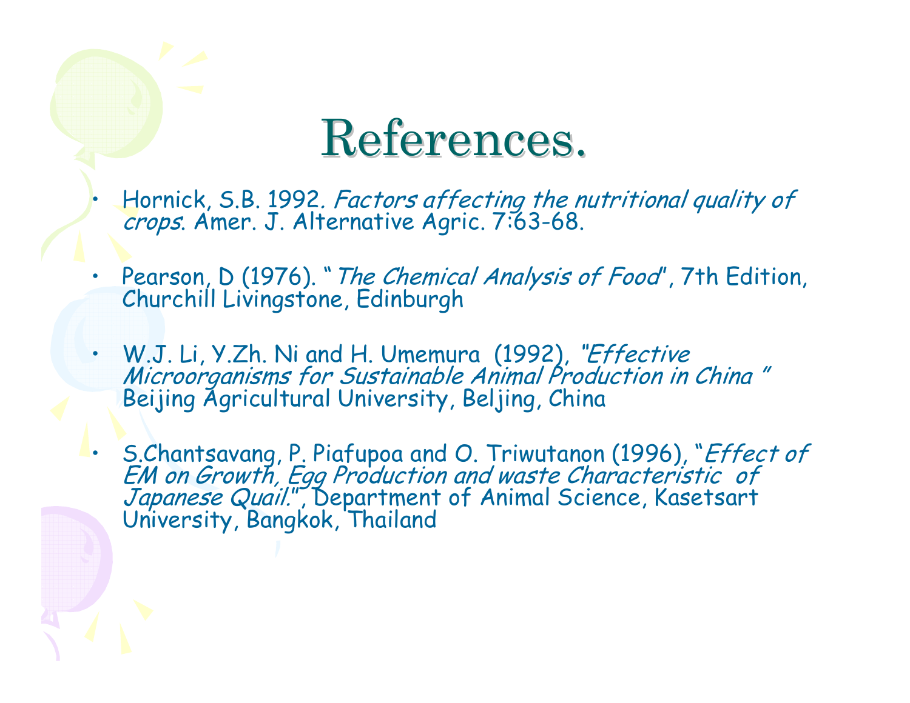# References.

- Hornick, S.B. 1992. *Factors affecting the nutritional quality of crops*. Amer. J. Alternative Agric. 7:63-68.

- Pearson, D (1976). "*The Chemical Analysis of Food*", 7th Edition, Churchill Livingstone, Edinburgh

- W.J. Li, Y.Zh. Ni and H. Umemura (1992), *"Effective Microorganisms for Sustainable Animal Production in China "* Beijing Agricultural University, Beljing, China

- S.Chantsavang, P. Piafupoa and O. Triwutanon (1996), "*Effect of EM on Growth, Egg Production and waste Characteristic of Japanese Quail.*", Department of Animal Science, Kasetsart University, Bangkok, Thailand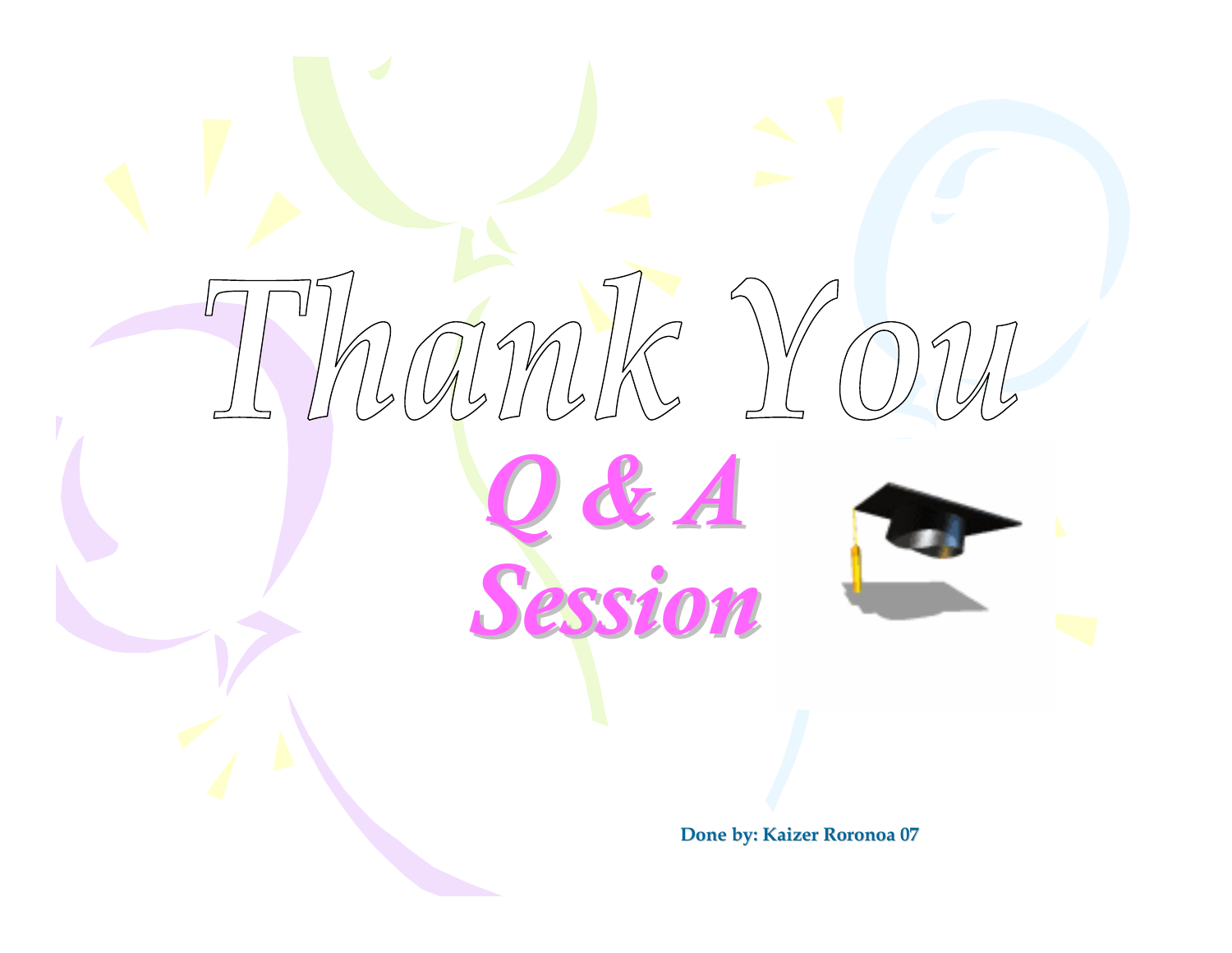# Thank You

## *Q & A Session*

**Done by: Kaizer Roronoa 07**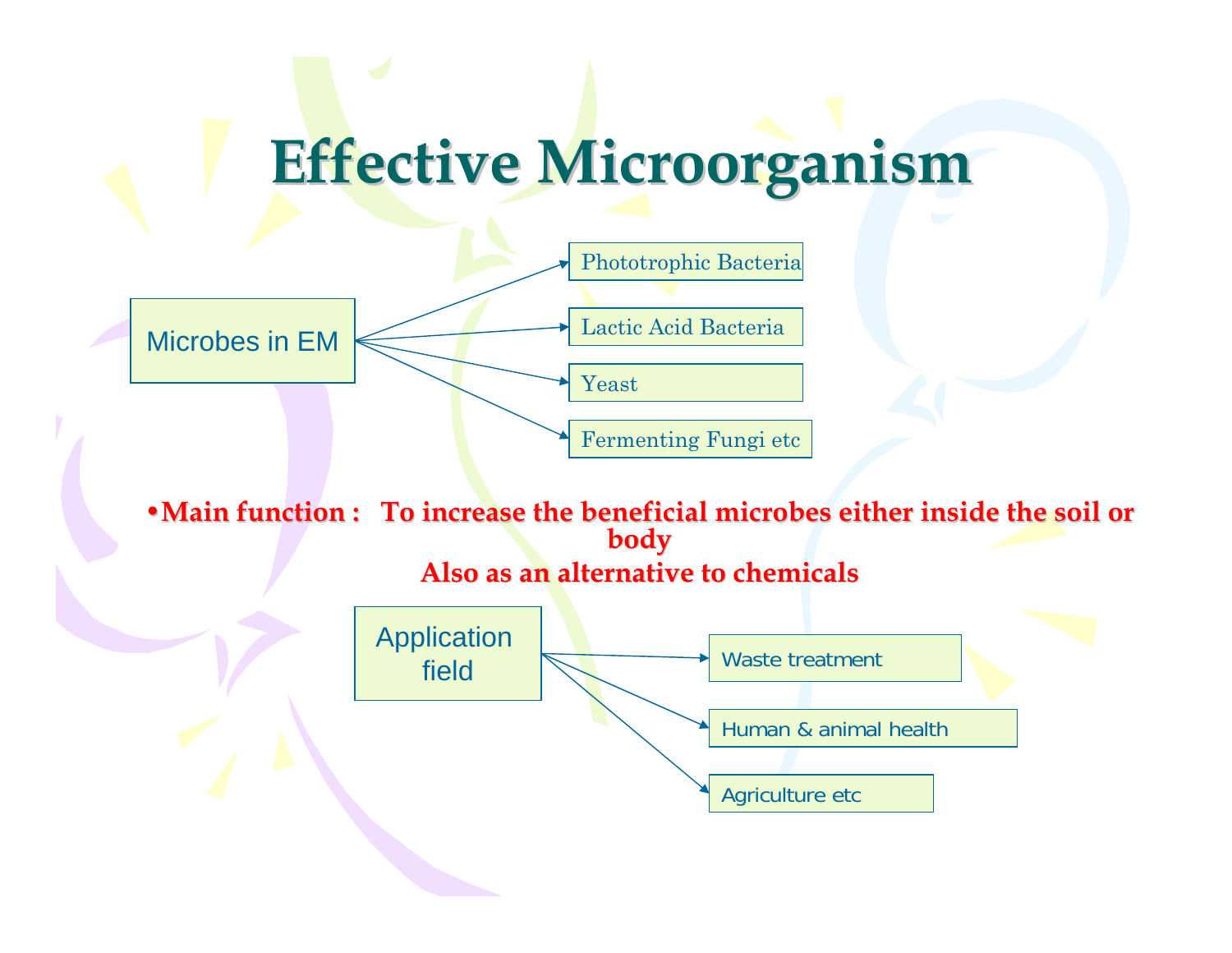# Effective Microorganism

**Microbes in EM**

- Phototrophic Bacteria
- Lactic Acid Bacteria
- Yeast
- Fermenting Fungi etc

- **Main function : To increase the beneficial microbes either inside the soil or body**

  **Also as an alternative to chemicals**

**Application field**

- Waste treatment
- Human & animal health
- Agriculture etc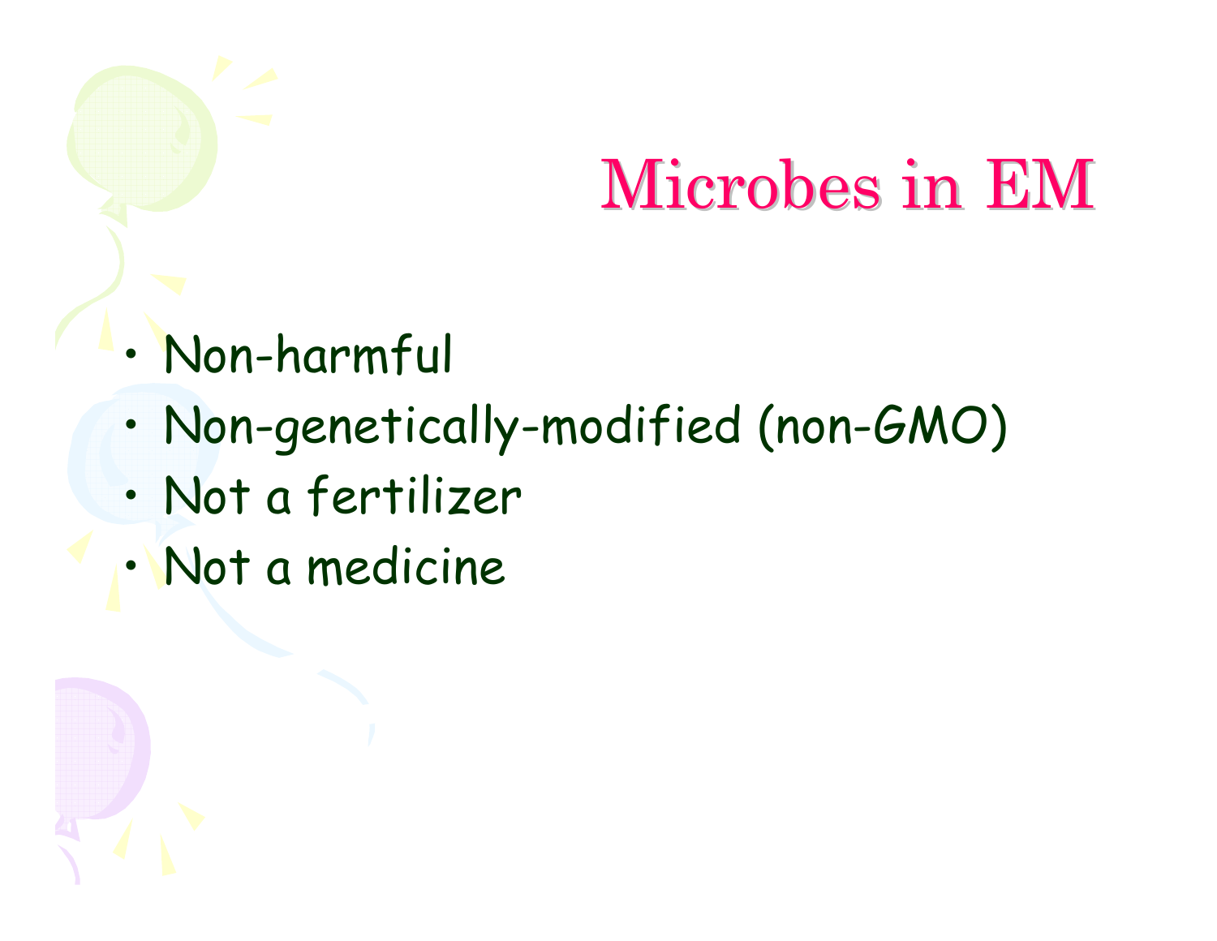# Microbes in EM

- Non-harmful
- Non-genetically-modified (non-GMO)
- Not a fertilizer
- Not a medicine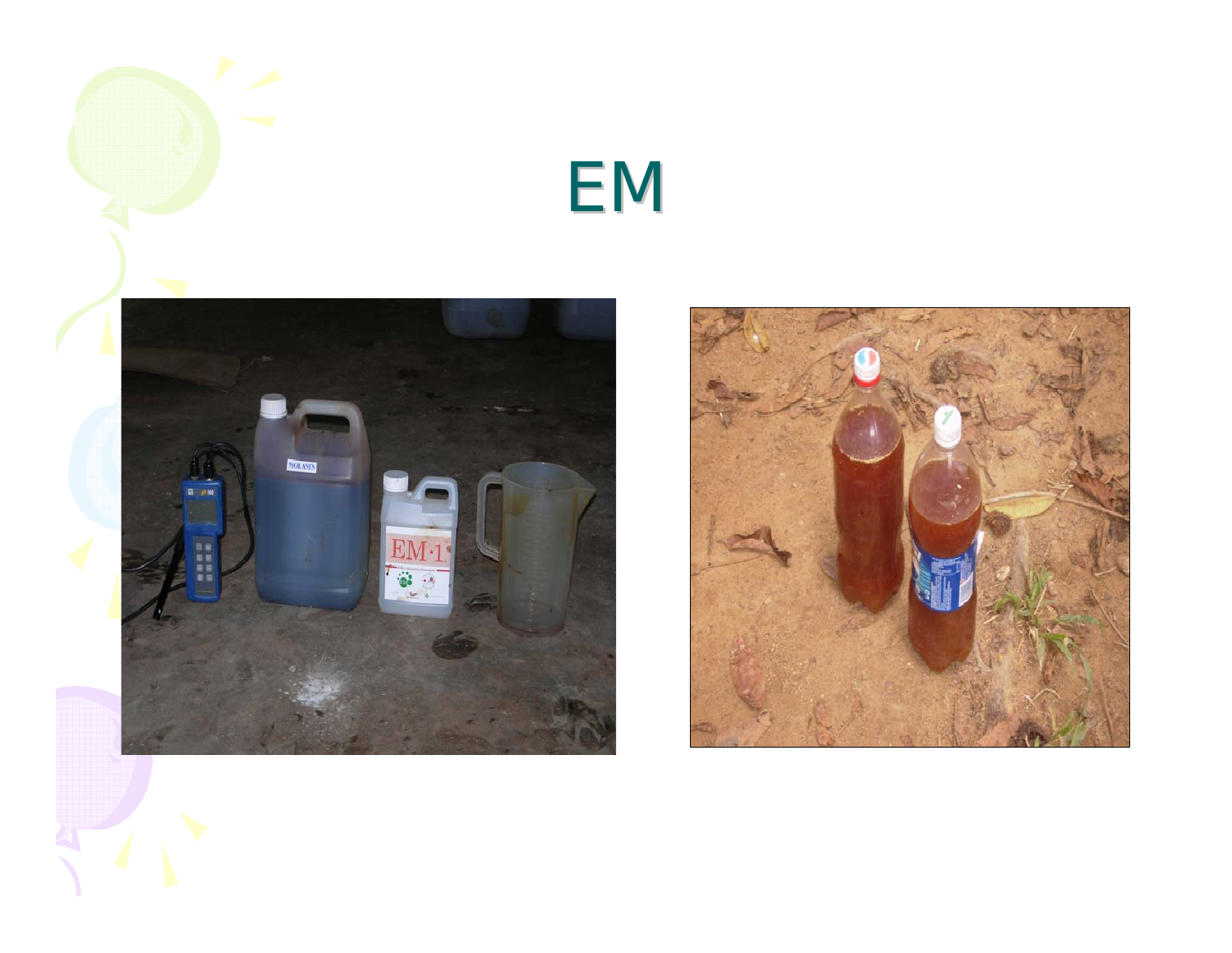# EM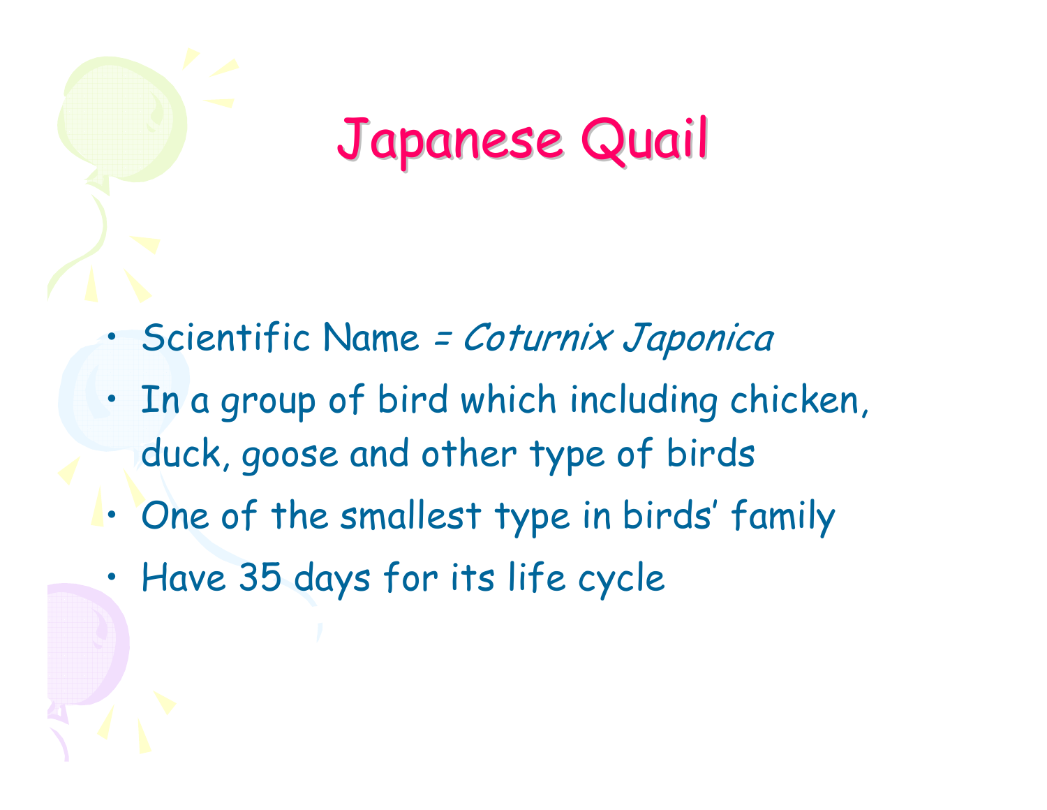# Japanese Quail

- Scientific Name = *Coturnix Japonica*
- In a group of bird which including chicken, duck, goose and other type of birds
- One of the smallest type in birds' family
- Have 35 days for its life cycle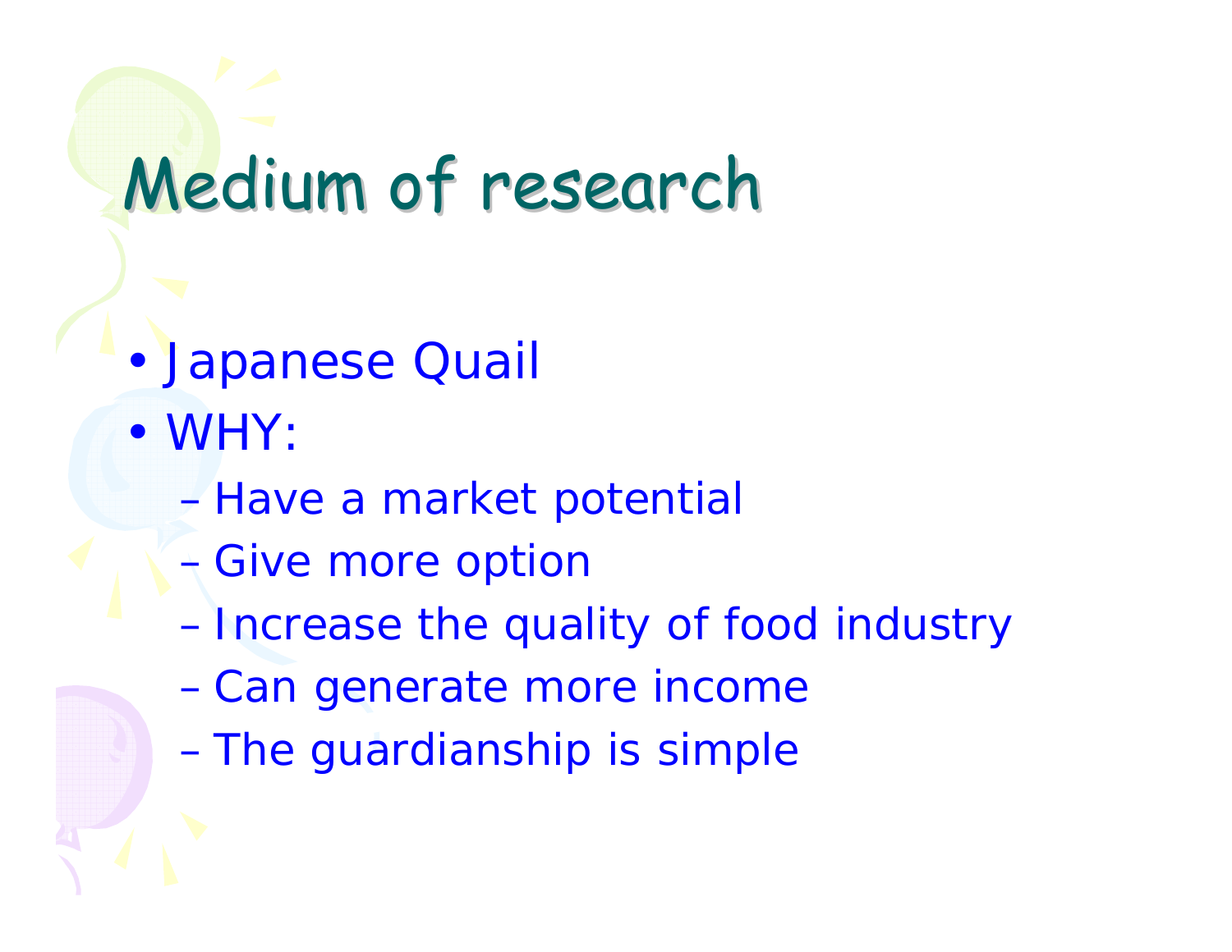# Medium of research

- Japanese Quail
- WHY:
  - Have a market potential
  - Give more option
  - Increase the quality of food industry
  - Can generate more income
  - The guardianship is simple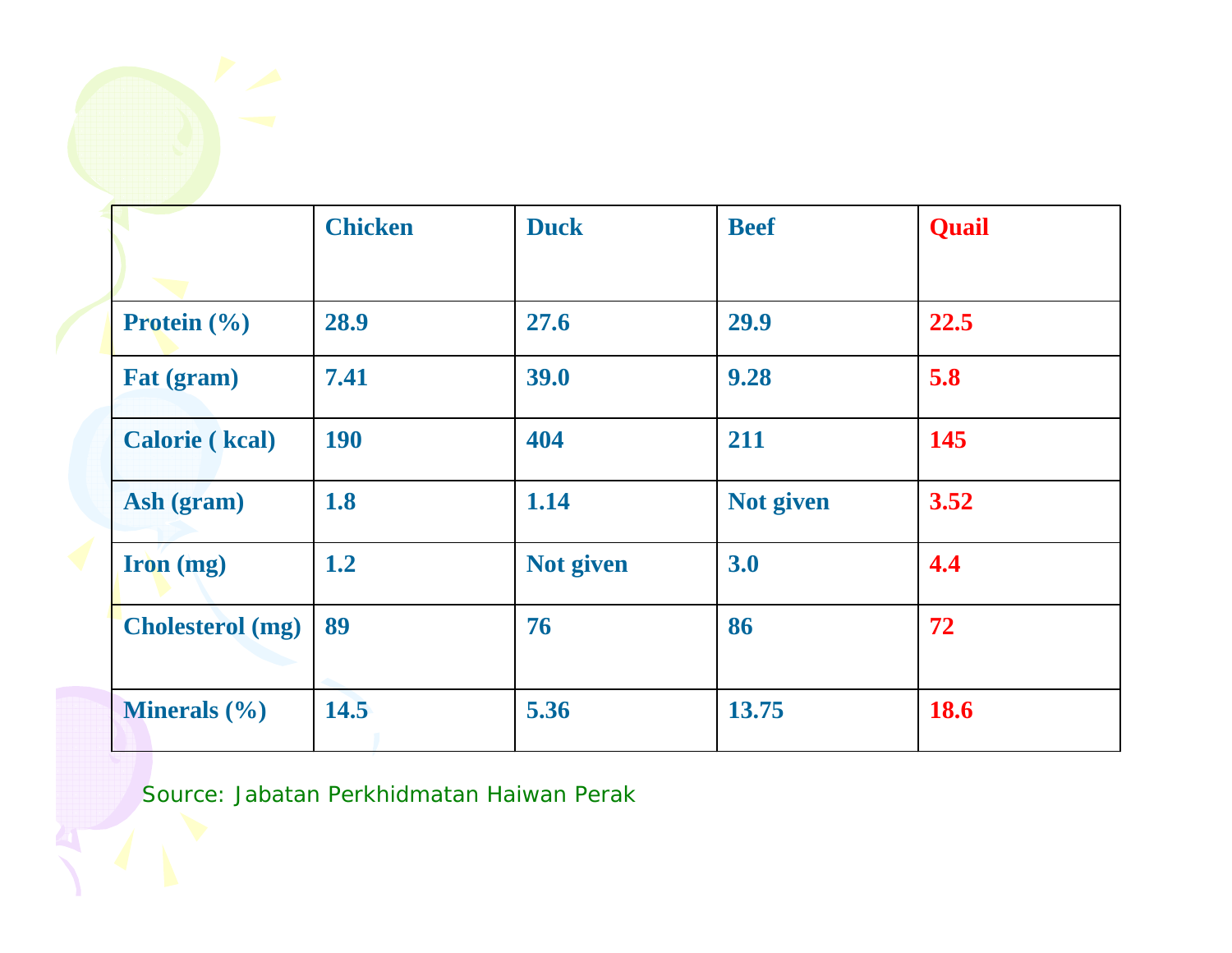| | Chicken | Duck | Beef | Quail |
|---|---|---|---|---|
| Protein (%) | 28.9 | 27.6 | 29.9 | 22.5 |
| Fat (gram) | 7.41 | 39.0 | 9.28 | 5.8 |
| Calorie ( kcal) | 190 | 404 | 211 | 145 |
| Ash (gram) | 1.8 | 1.14 | Not given | 3.52 |
| Iron (mg) | 1.2 | Not given | 3.0 | 4.4 |
| Cholesterol (mg) | 89 | 76 | 86 | 72 |
| Minerals (%) | 14.5 | 5.36 | 13.75 | 18.6 |

Source: Jabatan Perkhidmatan Haiwan Perak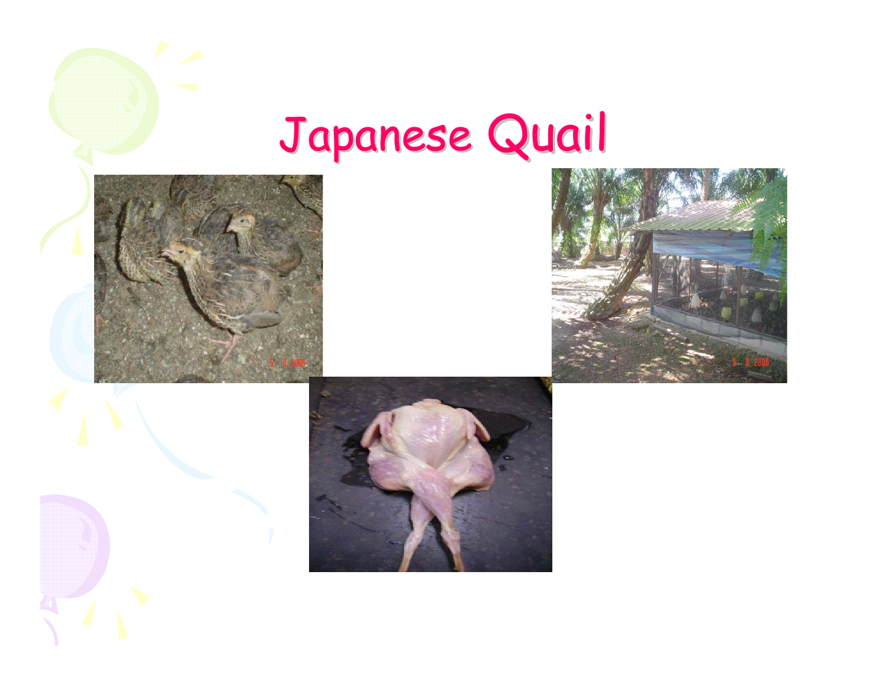# Japanese Quail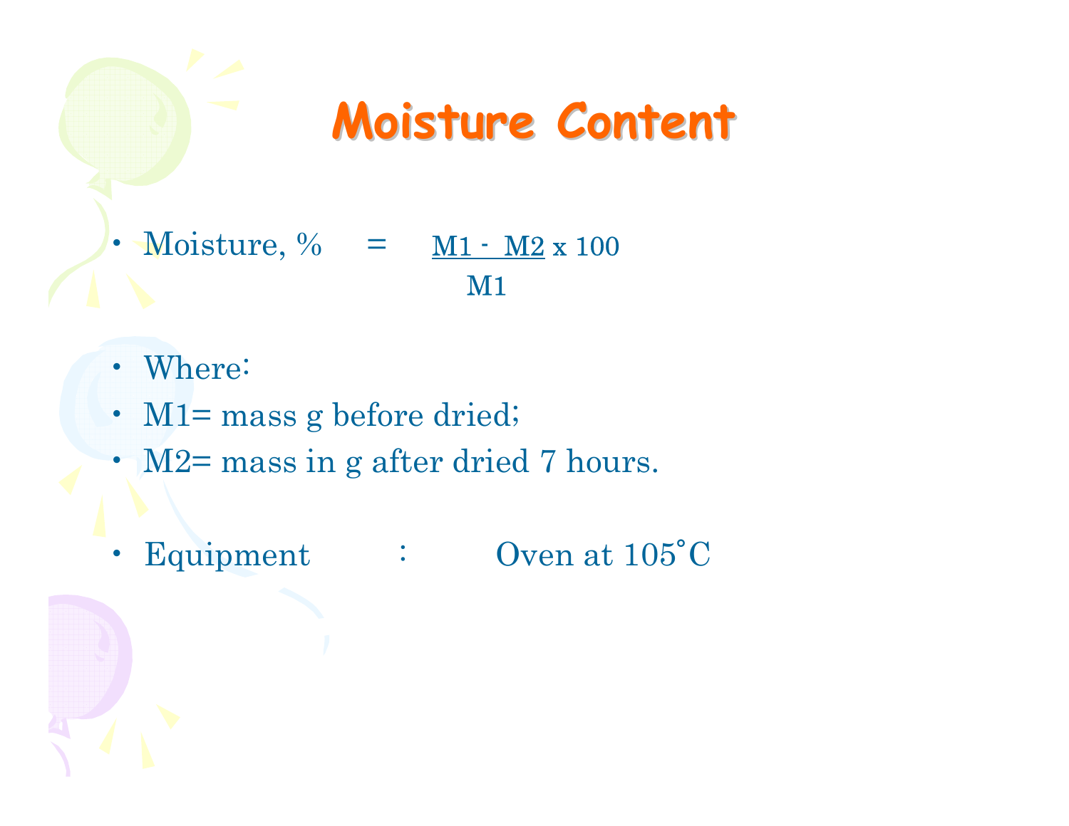# Moisture Content

- Moisture, % $= \frac{M1 - M2}{M1} \times 100$

- Where:
- M1= mass g before dried;
- M2= mass in g after dried 7 hours.

- Equipment : Oven at 105˚C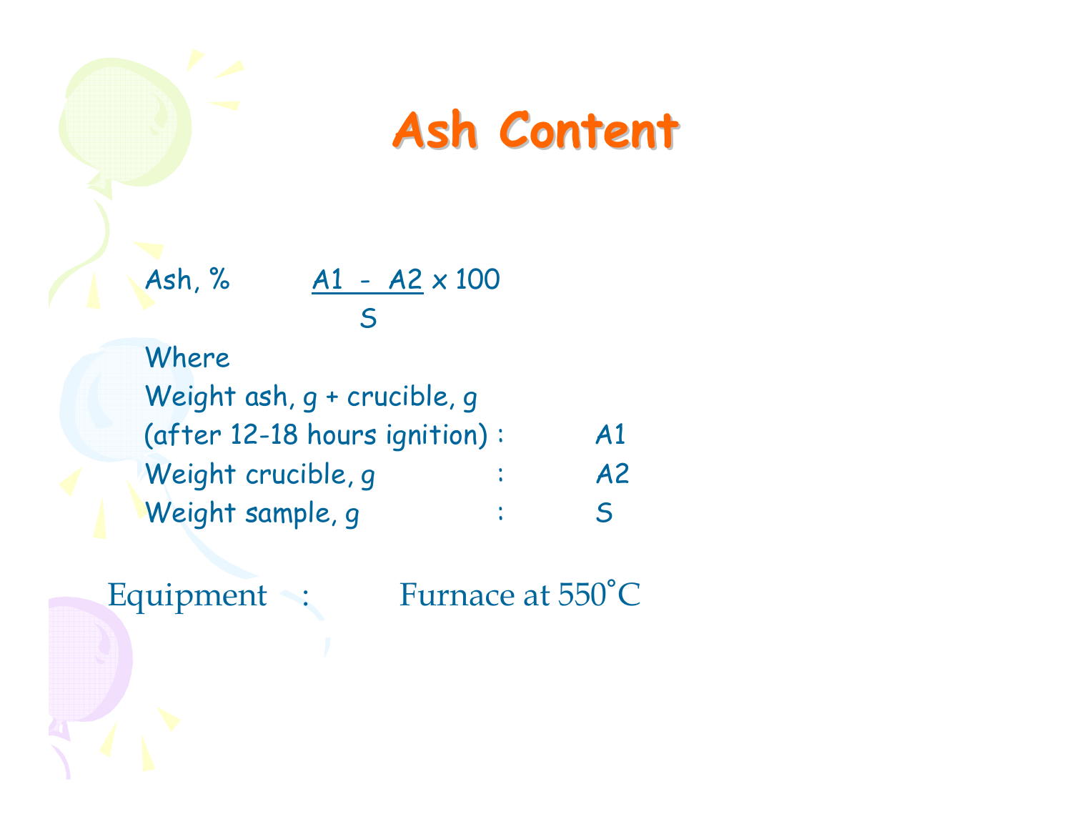# Ash Content

$$\text{Ash, \%} = \frac{A1 - A2}{S} \times 100$$

Where

| | | |
|---|---|---|
| Weight ash, g + crucible, g (after 12-18 hours ignition) | : | A1 |
| Weight crucible, g | : | A2 |
| Weight sample, g | : | S |

Equipment : Furnace at 550˚C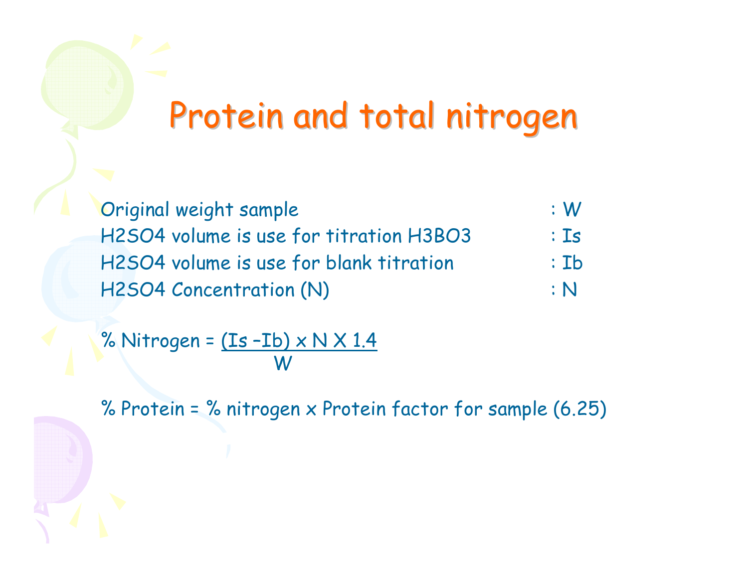# Protein and total nitrogen

| | |
|---|---|
| Original weight sample | : W |
| $H_2SO_4$ volume is use for titration $H_3BO_3$ | : Is |
| $H_2SO_4$ volume is use for blank titration | : Ib |
| $H_2SO_4$ Concentration (N) | : N |

$$\% \text{ Nitrogen} = \frac{(Is - Ib) \times N \times 1.4}{W}$$

% Protein = % nitrogen x Protein factor for sample (6.25)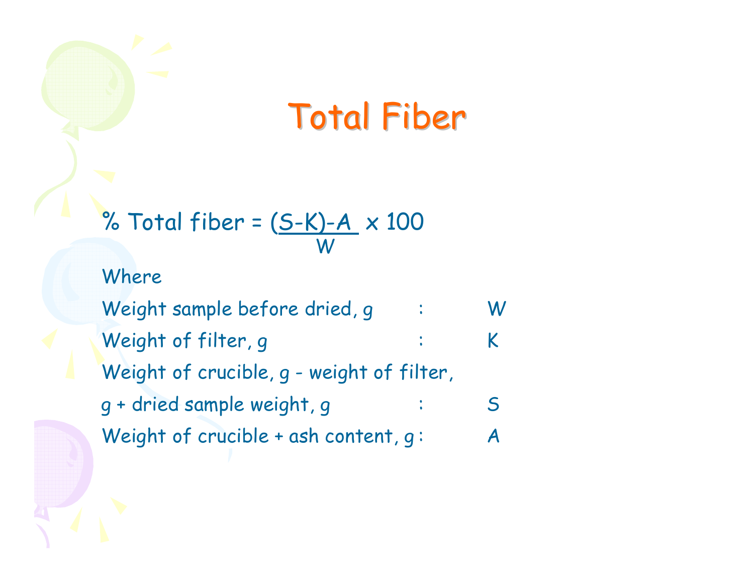# Total Fiber

$$\% \text{ Total fiber} = \frac{(S-K)-A}{W} \times 100$$

Where

| | | |
|---|---|---|
| Weight sample before dried, g | : | W |
| Weight of filter, g | : | K |
| Weight of crucible, g - weight of filter, g + dried sample weight, g | : | S |
| Weight of crucible + ash content, g | : | A |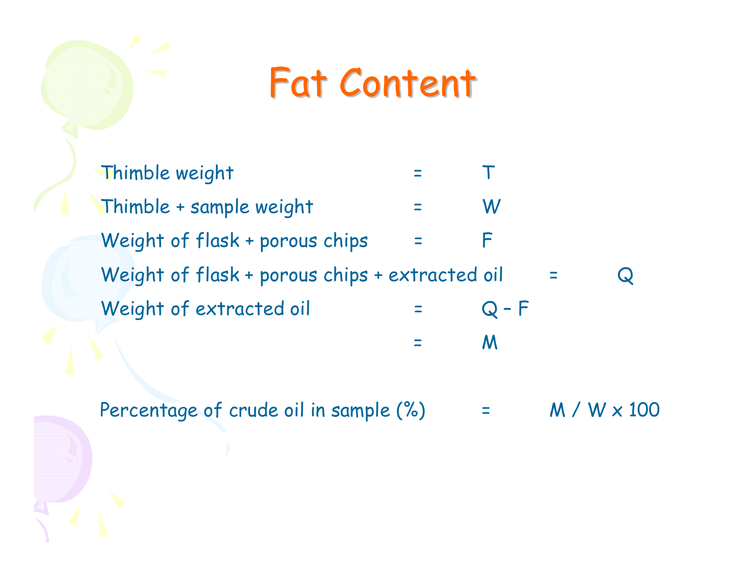# Fat Content

Thimble weight = $T$

Thimble + sample weight = $W$

Weight of flask + porous chips = $F$

Weight of flask + porous chips + extracted oil = $Q$

Weight of extracted oil = $Q - F$

= $M$

Percentage of crude oil in sample (%) = $M / W \times 100$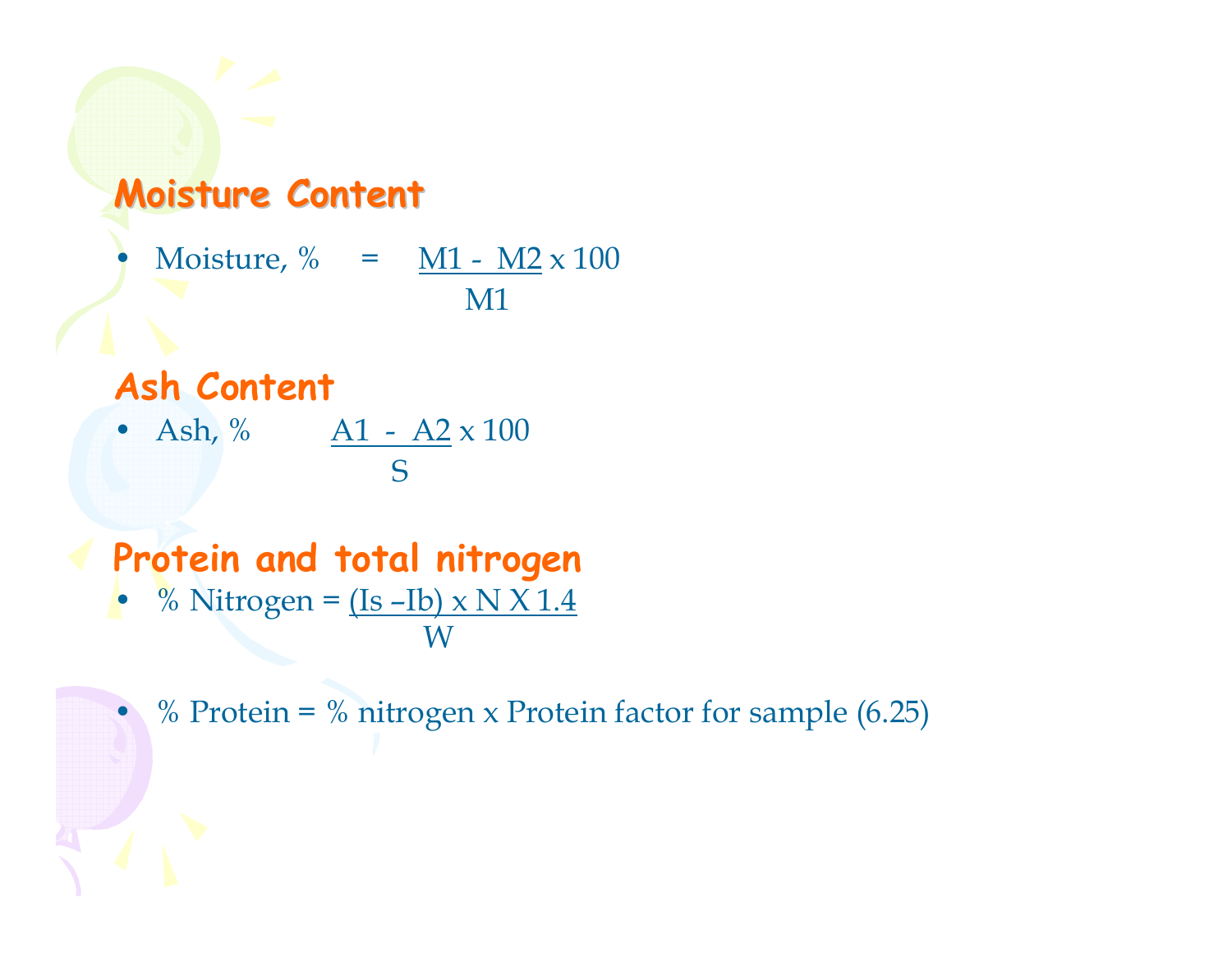## Moisture Content

- Moisture, % $= \dfrac{M1 - M2}{M1} \times 100$

## Ash Content

- Ash, % $\dfrac{A1 - A2}{S} \times 100$

## Protein and total nitrogen

- % Nitrogen = $\dfrac{(Is - Ib) \times N \times 1.4}{W}$

- % Protein = % nitrogen x Protein factor for sample (6.25)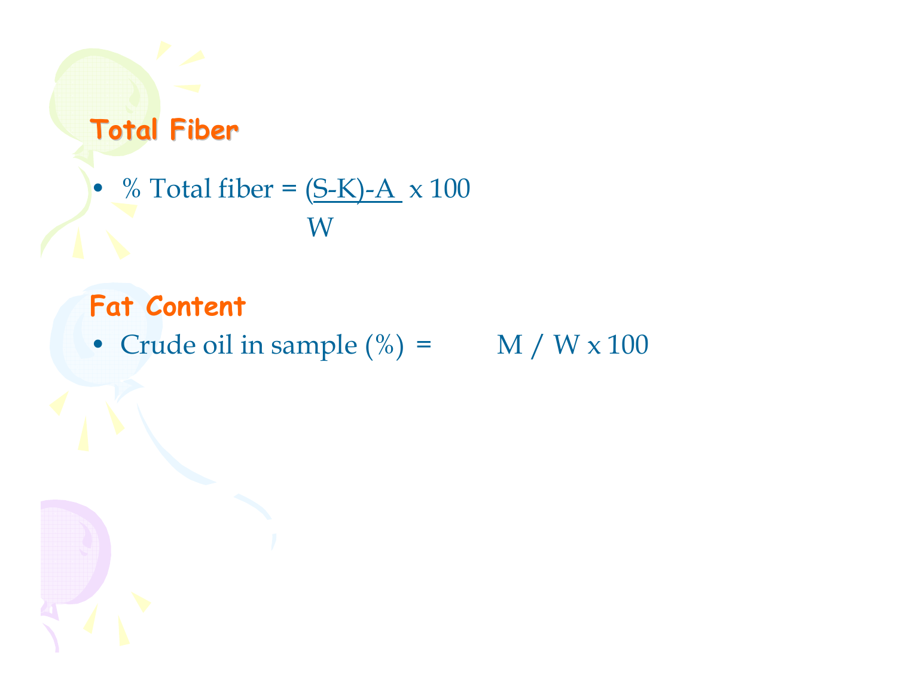## Total Fiber

- % Total fiber = $\frac{(S-K)-A}{W} \times 100$

## Fat Content

- Crude oil in sample (%) = $M / W \times 100$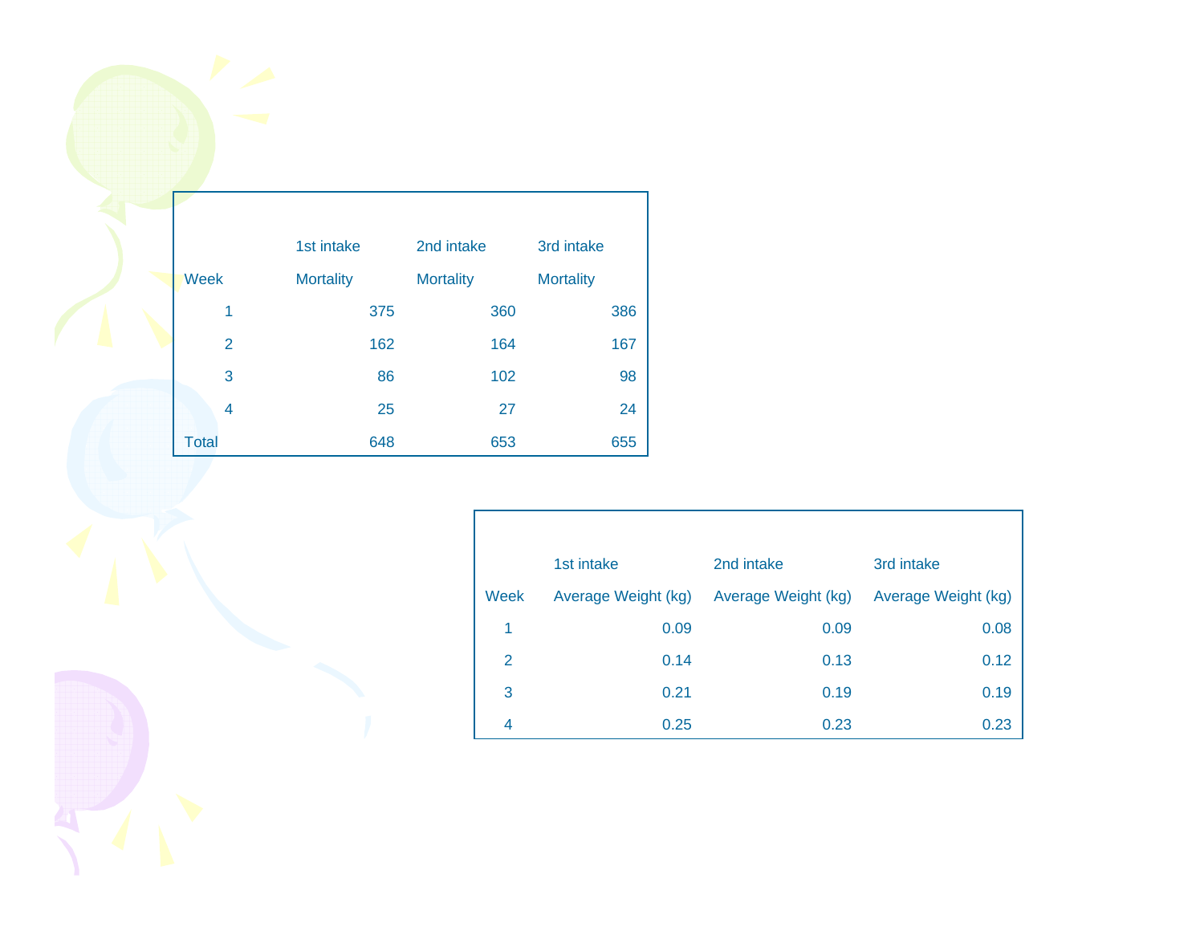| Week | 1st intake Mortality | 2nd intake Mortality | 3rd intake Mortality |
|---|---|---|---|
| 1 | 375 | 360 | 386 |
| 2 | 162 | 164 | 167 |
| 3 | 86 | 102 | 98 |
| 4 | 25 | 27 | 24 |
| Total | 648 | 653 | 655 |

| Week | 1st intake Average Weight (kg) | 2nd intake Average Weight (kg) | 3rd intake Average Weight (kg) |
|---|---|---|---|
| 1 | 0.09 | 0.09 | 0.08 |
| 2 | 0.14 | 0.13 | 0.12 |
| 3 | 0.21 | 0.19 | 0.19 |
| 4 | 0.25 | 0.23 | 0.23 |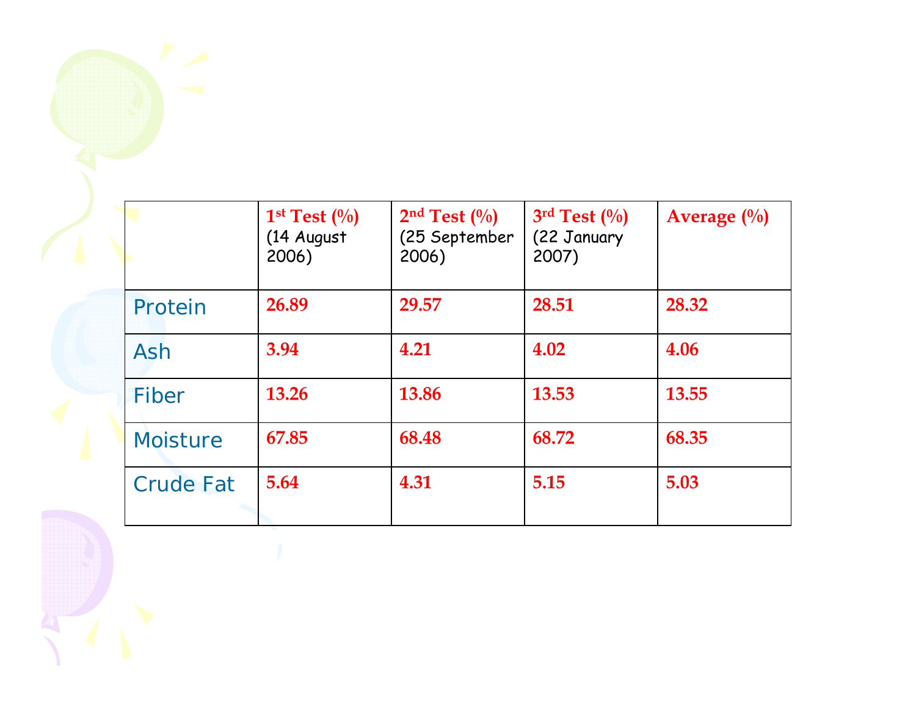| | 1st Test (%) (14 August 2006) | 2nd Test (%) (25 September 2006) | 3rd Test (%) (22 January 2007) | Average (%) |
|---|---|---|---|---|
| Protein | 26.89 | 29.57 | 28.51 | 28.32 |
| Ash | 3.94 | 4.21 | 4.02 | 4.06 |
| Fiber | 13.26 | 13.86 | 13.53 | 13.55 |
| Moisture | 67.85 | 68.48 | 68.72 | 68.35 |
| Crude Fat | 5.64 | 4.31 | 5.15 | 5.03 |